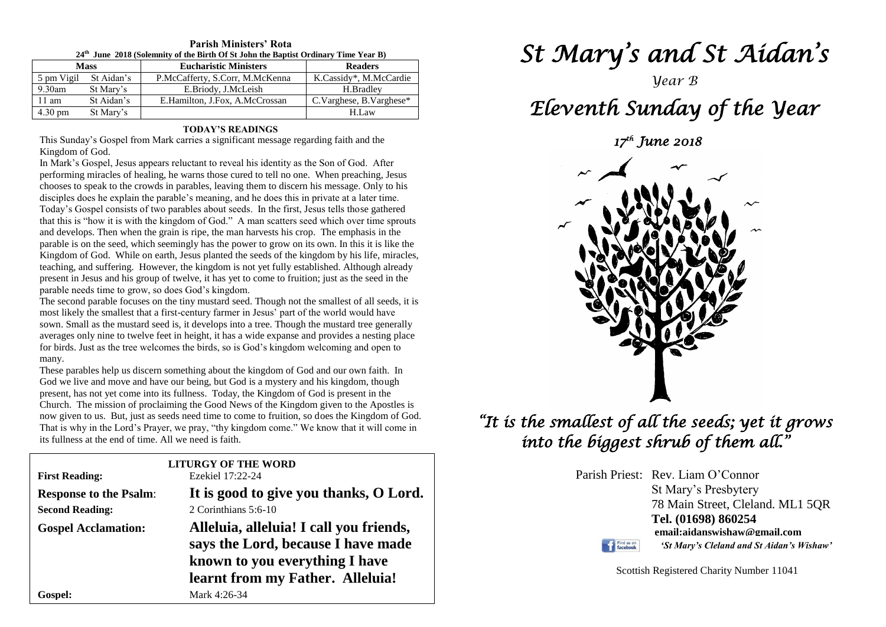## Parish Ministers' Rota

**24th June 2018 (Solemnity of the Birth Of St John the Baptist Ordinary Time Year B)**

| Mass | | Eucharistic Ministers | Readers |
|---|---|---|---|
| 5 pm Vigil | St Aidan's | P.McCafferty, S.Corr, M.McKenna | K.Cassidy*, M.McCardie |
| 9.30am | St Mary's | E.Briody, J.McLeish | H.Bradley |
| 11 am | St Aidan's | E.Hamilton, J.Fox, A.McCrossan | C.Varghese, B.Varghese* |
| 4.30 pm | St Mary's | | H.Law |

### TODAY'S READINGS

This Sunday's Gospel from Mark carries a significant message regarding faith and the Kingdom of God.

In Mark's Gospel, Jesus appears reluctant to reveal his identity as the Son of God. After performing miracles of healing, he warns those cured to tell no one. When preaching, Jesus chooses to speak to the crowds in parables, leaving them to discern his message. Only to his disciples does he explain the parable's meaning, and he does this in private at a later time. Today's Gospel consists of two parables about seeds. In the first, Jesus tells those gathered that this is "how it is with the kingdom of God." A man scatters seed which over time sprouts and develops. Then when the grain is ripe, the man harvests his crop. The emphasis in the parable is on the seed, which seemingly has the power to grow on its own. In this it is like the Kingdom of God. While on earth, Jesus planted the seeds of the kingdom by his life, miracles, teaching, and suffering. However, the kingdom is not yet fully established. Although already present in Jesus and his group of twelve, it has yet to come to fruition; just as the seed in the parable needs time to grow, so does God's kingdom.

The second parable focuses on the tiny mustard seed. Though not the smallest of all seeds, it is most likely the smallest that a first-century farmer in Jesus' part of the world would have sown. Small as the mustard seed is, it develops into a tree. Though the mustard tree generally averages only nine to twelve feet in height, it has a wide expanse and provides a nesting place for birds. Just as the tree welcomes the birds, so is God's kingdom welcoming and open to many.

These parables help us discern something about the kingdom of God and our own faith. In God we live and move and have our being, but God is a mystery and his kingdom, though present, has not yet come into its fullness. Today, the Kingdom of God is present in the Church. The mission of proclaiming the Good News of the Kingdom given to the Apostles is now given to us. But, just as seeds need time to come to fruition, so does the Kingdom of God. That is why in the Lord's Prayer, we pray, "thy kingdom come." We know that it will come in its fullness at the end of time. All we need is faith.

### LITURGY OF THE WORD

**First Reading:** Ezekiel 17:22-24

**Response to the Psalm:** **It is good to give you thanks, O Lord.**

**Second Reading:** 2 Corinthians 5:6-10

**Gospel Acclamation:** **Alleluia, alleluia! I call you friends, says the Lord, because I have made known to you everything I have learnt from my Father. Alleluia!**

**Gospel:** Mark 4:26-34

# *St Mary's and St Aidan's*

*Year B*

# *Eleventh Sunday of the Year*

*17th June 2018*

*"It is the smallest of all the seeds; yet it grows into the biggest shrub of them all."*

Parish Priest: Rev. Liam O'Connor
St Mary's Presbytery
78 Main Street, Cleland. ML1 5QR
**Tel. (01698) 860254**
**email:aidanswishaw@gmail.com**
*'St Mary's Cleland and St Aidan's Wishaw'*

Scottish Registered Charity Number 11041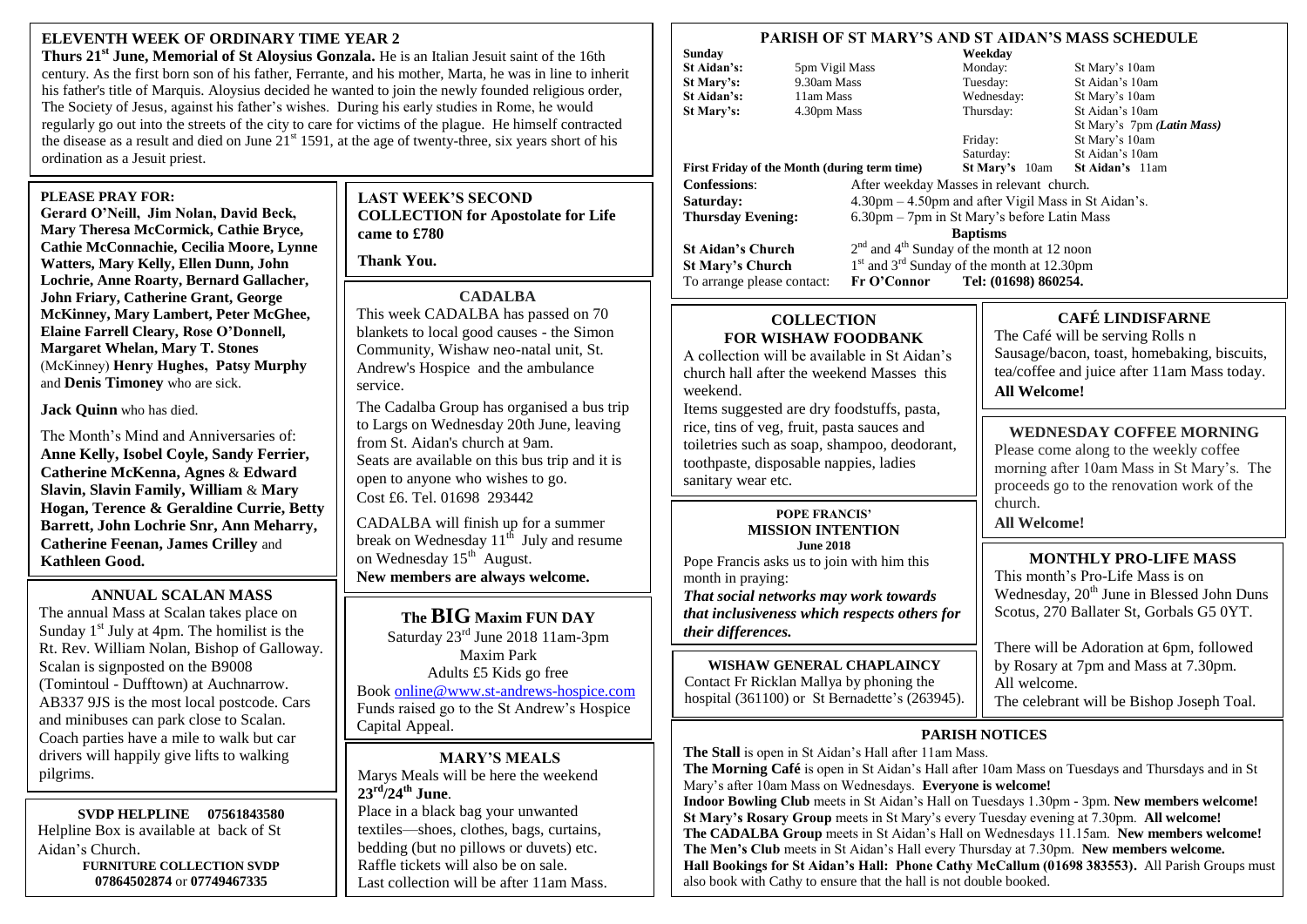## ELEVENTH WEEK OF ORDINARY TIME YEAR 2

**Thurs 21st June, Memorial of St Aloysius Gonzala.** He is an Italian Jesuit saint of the 16th century. As the first born son of his father, Ferrante, and his mother, Marta, he was in line to inherit his father's title of Marquis. Aloysius decided he wanted to join the newly founded religious order, The Society of Jesus, against his father's wishes. During his early studies in Rome, he would regularly go out into the streets of the city to care for victims of the plague. He himself contracted the disease as a result and died on June 21st 1591, at the age of twenty-three, six years short of his ordination as a Jesuit priest.

### PLEASE PRAY FOR:

**Gerard O'Neill, Jim Nolan, David Beck, Mary Theresa McCormick, Cathie Bryce, Cathie McConnachie, Cecilia Moore, Lynne Watters, Mary Kelly, Ellen Dunn, John Lochrie, Anne Roarty, Bernard Gallacher, John Friary, Catherine Grant, George McKinney, Mary Lambert, Peter McGhee, Elaine Farrell Cleary, Rose O'Donnell, Margaret Whelan, Mary T. Stones** (McKinney) **Henry Hughes, Patsy Murphy** and **Denis Timoney** who are sick.

**Jack Quinn** who has died.

The Month's Mind and Anniversaries of: **Anne Kelly, Isobel Coyle, Sandy Ferrier, Catherine McKenna, Agnes** & **Edward Slavin, Slavin Family, William** & **Mary Hogan, Terence & Geraldine Currie, Betty Barrett, John Lochrie Snr, Ann Meharry, Catherine Feenan, James Crilley** and **Kathleen Good.**

### ANNUAL SCALAN MASS

The annual Mass at Scalan takes place on Sunday 1st July at 4pm. The homilist is the Rt. Rev. William Nolan, Bishop of Galloway. Scalan is signposted on the B9008 (Tomintoul - Dufftown) at Auchnarrow. AB337 9JS is the most local postcode. Cars and minibuses can park close to Scalan. Coach parties have a mile to walk but car drivers will happily give lifts to walking pilgrims.

**SVDP HELPLINE 07561843580**

Helpline Box is available at back of St Aidan's Church.

**FURNITURE COLLECTION SVDP 07864502874** or **07749467335**

### LAST WEEK'S SECOND COLLECTION for Apostolate for Life came to £780

**Thank You.**

### CADALBA

This week CADALBA has passed on 70 blankets to local good causes - the Simon Community, Wishaw neo-natal unit, St. Andrew's Hospice and the ambulance service.

The Cadalba Group has organised a bus trip to Largs on Wednesday 20th June, leaving from St. Aidan's church at 9am. Seats are available on this bus trip and it is open to anyone who wishes to go. Cost £6. Tel. 01698 293442

CADALBA will finish up for a summer break on Wednesday 11th July and resume on Wednesday 15th August.

**New members are always welcome.**

### The BIG Maxim FUN DAY

Saturday 23rd June 2018 11am-3pm
Maxim Park
Adults £5 Kids go free
Book online@www.st-andrews-hospice.com
Funds raised go to the St Andrew's Hospice Capital Appeal.

### MARY'S MEALS

Marys Meals will be here the weekend **23rd/24th June**.
Place in a black bag your unwanted textiles—shoes, clothes, bags, curtains, bedding (but no pillows or duvets) etc.
Raffle tickets will also be on sale.
Last collection will be after 11am Mass.

## PARISH OF ST MARY'S AND ST AIDAN'S MASS SCHEDULE

| Sunday | | Weekday | |
|---|---|---|---|
| **St Aidan's:** | 5pm Vigil Mass | Monday: | St Mary's 10am |
| **St Mary's:** | 9.30am Mass | Tuesday: | St Aidan's 10am |
| **St Aidan's:** | 11am Mass | Wednesday: | St Mary's 10am |
| **St Mary's:** | 4.30pm Mass | Thursday: | St Aidan's 10am |
| | | | St Mary's 7pm *(Latin Mass)* |
| | | Friday: | St Mary's 10am |
| | | Saturday: | St Aidan's 10am |
| **First Friday of the Month (during term time)** | | **St Mary's** 10am | **St Aidan's** 11am |

**Confessions**: After weekday Masses in relevant church.
**Saturday:** 4.30pm – 4.50pm and after Vigil Mass in St Aidan's.
**Thursday Evening:** 6.30pm – 7pm in St Mary's before Latin Mass

**Baptisms**
**St Aidan's Church** 2nd and 4th Sunday of the month at 12 noon
**St Mary's Church** 1st and 3rd Sunday of the month at 12.30pm
To arrange please contact: **Fr O'Connor Tel: (01698) 860254.**

### COLLECTION FOR WISHAW FOODBANK

A collection will be available in St Aidan's church hall after the weekend Masses this weekend.
Items suggested are dry foodstuffs, pasta, rice, tins of veg, fruit, pasta sauces and toiletries such as soap, shampoo, deodorant, toothpaste, disposable nappies, ladies sanitary wear etc.

### POPE FRANCIS' MISSION INTENTION

**June 2018**

Pope Francis asks us to join with him this month in praying:
***That social networks may work towards that inclusiveness which respects others for their differences.***

### WISHAW GENERAL CHAPLAINCY

Contact Fr Ricklan Mallya by phoning the hospital (361100) or St Bernadette's (263945).

### CAFÉ LINDISFARNE

The Café will be serving Rolls n Sausage/bacon, toast, homebaking, biscuits, tea/coffee and juice after 11am Mass today.
**All Welcome!**

### WEDNESDAY COFFEE MORNING

Please come along to the weekly coffee morning after 10am Mass in St Mary's. The proceeds go to the renovation work of the church.
**All Welcome!**

### MONTHLY PRO-LIFE MASS

This month's Pro-Life Mass is on Wednesday, 20th June in Blessed John Duns Scotus, 270 Ballater St, Gorbals G5 0YT.

There will be Adoration at 6pm, followed by Rosary at 7pm and Mass at 7.30pm.
All welcome.
The celebrant will be Bishop Joseph Toal.

### PARISH NOTICES

**The Stall** is open in St Aidan's Hall after 11am Mass.
**The Morning Café** is open in St Aidan's Hall after 10am Mass on Tuesdays and Thursdays and in St Mary's after 10am Mass on Wednesdays. **Everyone is welcome!**
**Indoor Bowling Club** meets in St Aidan's Hall on Tuesdays 1.30pm - 3pm. **New members welcome!**
**St Mary's Rosary Group** meets in St Mary's every Tuesday evening at 7.30pm. **All welcome!**
**The CADALBA Group** meets in St Aidan's Hall on Wednesdays 11.15am. **New members welcome!**
**The Men's Club** meets in St Aidan's Hall every Thursday at 7.30pm. **New members welcome.**
**Hall Bookings for St Aidan's Hall: Phone Cathy McCallum (01698 383553).** All Parish Groups must also book with Cathy to ensure that the hall is not double booked.